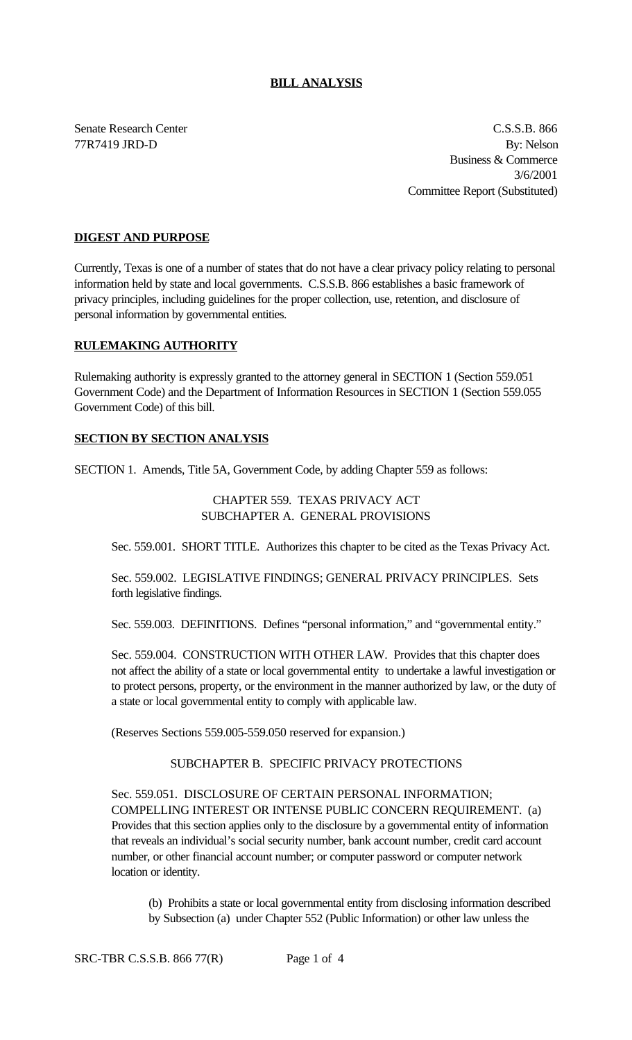**BILL ANALYSIS**

Senate Research Center
77R7419 JRD-D

C.S.S.B. 866
By: Nelson
Business & Commerce
3/6/2001
Committee Report (Substituted)

**DIGEST AND PURPOSE**

Currently, Texas is one of a number of states that do not have a clear privacy policy relating to personal information held by state and local governments. C.S.S.B. 866 establishes a basic framework of privacy principles, including guidelines for the proper collection, use, retention, and disclosure of personal information by governmental entities.

**RULEMAKING AUTHORITY**

Rulemaking authority is expressly granted to the attorney general in SECTION 1 (Section 559.051 Government Code) and the Department of Information Resources in SECTION 1 (Section 559.055 Government Code) of this bill.

**SECTION BY SECTION ANALYSIS**

SECTION 1. Amends, Title 5A, Government Code, by adding Chapter 559 as follows:

CHAPTER 559. TEXAS PRIVACY ACT
SUBCHAPTER A. GENERAL PROVISIONS

Sec. 559.001. SHORT TITLE. Authorizes this chapter to be cited as the Texas Privacy Act.

Sec. 559.002. LEGISLATIVE FINDINGS; GENERAL PRIVACY PRINCIPLES. Sets forth legislative findings.

Sec. 559.003. DEFINITIONS. Defines "personal information," and "governmental entity."

Sec. 559.004. CONSTRUCTION WITH OTHER LAW. Provides that this chapter does not affect the ability of a state or local governmental entity to undertake a lawful investigation or to protect persons, property, or the environment in the manner authorized by law, or the duty of a state or local governmental entity to comply with applicable law.

(Reserves Sections 559.005-559.050 reserved for expansion.)

SUBCHAPTER B. SPECIFIC PRIVACY PROTECTIONS

Sec. 559.051. DISCLOSURE OF CERTAIN PERSONAL INFORMATION; COMPELLING INTEREST OR INTENSE PUBLIC CONCERN REQUIREMENT. (a) Provides that this section applies only to the disclosure by a governmental entity of information that reveals an individual's social security number, bank account number, credit card account number, or other financial account number; or computer password or computer network location or identity.

(b) Prohibits a state or local governmental entity from disclosing information described by Subsection (a) under Chapter 552 (Public Information) or other law unless the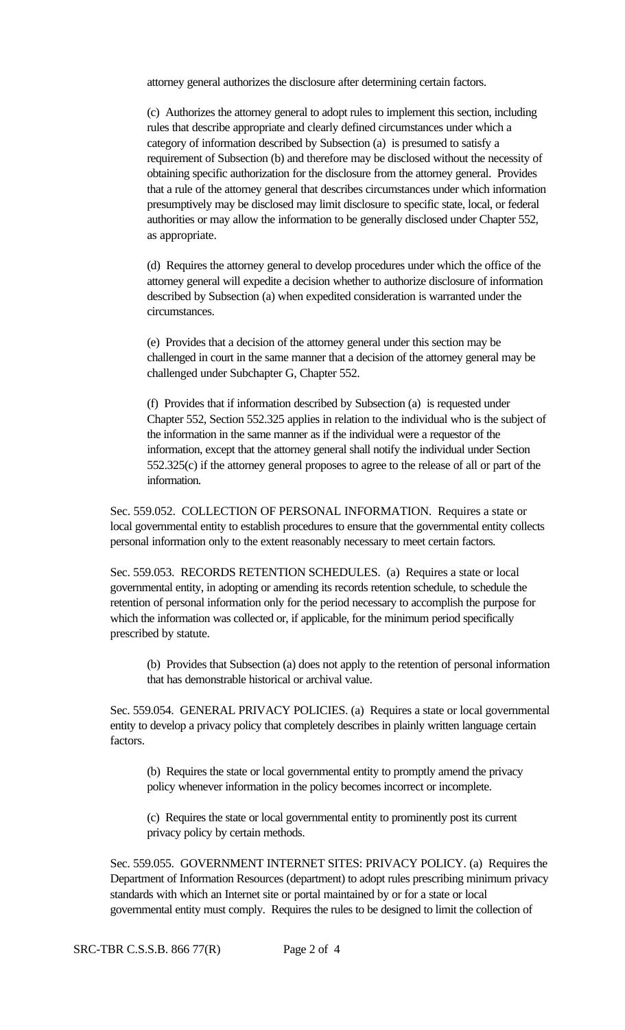attorney general authorizes the disclosure after determining certain factors.

(c) Authorizes the attorney general to adopt rules to implement this section, including rules that describe appropriate and clearly defined circumstances under which a category of information described by Subsection (a) is presumed to satisfy a requirement of Subsection (b) and therefore may be disclosed without the necessity of obtaining specific authorization for the disclosure from the attorney general. Provides that a rule of the attorney general that describes circumstances under which information presumptively may be disclosed may limit disclosure to specific state, local, or federal authorities or may allow the information to be generally disclosed under Chapter 552, as appropriate.

(d) Requires the attorney general to develop procedures under which the office of the attorney general will expedite a decision whether to authorize disclosure of information described by Subsection (a) when expedited consideration is warranted under the circumstances.

(e) Provides that a decision of the attorney general under this section may be challenged in court in the same manner that a decision of the attorney general may be challenged under Subchapter G, Chapter 552.

(f) Provides that if information described by Subsection (a) is requested under Chapter 552, Section 552.325 applies in relation to the individual who is the subject of the information in the same manner as if the individual were a requestor of the information, except that the attorney general shall notify the individual under Section 552.325(c) if the attorney general proposes to agree to the release of all or part of the information.

Sec. 559.052. COLLECTION OF PERSONAL INFORMATION. Requires a state or local governmental entity to establish procedures to ensure that the governmental entity collects personal information only to the extent reasonably necessary to meet certain factors.

Sec. 559.053. RECORDS RETENTION SCHEDULES. (a) Requires a state or local governmental entity, in adopting or amending its records retention schedule, to schedule the retention of personal information only for the period necessary to accomplish the purpose for which the information was collected or, if applicable, for the minimum period specifically prescribed by statute.

(b) Provides that Subsection (a) does not apply to the retention of personal information that has demonstrable historical or archival value.

Sec. 559.054. GENERAL PRIVACY POLICIES. (a) Requires a state or local governmental entity to develop a privacy policy that completely describes in plainly written language certain factors.

(b) Requires the state or local governmental entity to promptly amend the privacy policy whenever information in the policy becomes incorrect or incomplete.

(c) Requires the state or local governmental entity to prominently post its current privacy policy by certain methods.

Sec. 559.055. GOVERNMENT INTERNET SITES: PRIVACY POLICY. (a) Requires the Department of Information Resources (department) to adopt rules prescribing minimum privacy standards with which an Internet site or portal maintained by or for a state or local governmental entity must comply. Requires the rules to be designed to limit the collection of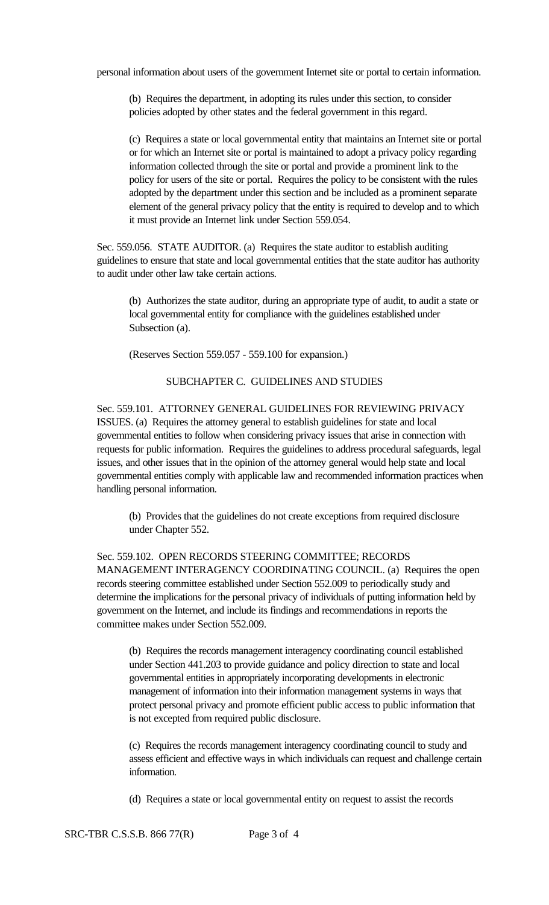personal information about users of the government Internet site or portal to certain information.

(b) Requires the department, in adopting its rules under this section, to consider policies adopted by other states and the federal government in this regard.

(c) Requires a state or local governmental entity that maintains an Internet site or portal or for which an Internet site or portal is maintained to adopt a privacy policy regarding information collected through the site or portal and provide a prominent link to the policy for users of the site or portal. Requires the policy to be consistent with the rules adopted by the department under this section and be included as a prominent separate element of the general privacy policy that the entity is required to develop and to which it must provide an Internet link under Section 559.054.

Sec. 559.056. STATE AUDITOR. (a) Requires the state auditor to establish auditing guidelines to ensure that state and local governmental entities that the state auditor has authority to audit under other law take certain actions.

(b) Authorizes the state auditor, during an appropriate type of audit, to audit a state or local governmental entity for compliance with the guidelines established under Subsection (a).

(Reserves Section 559.057 - 559.100 for expansion.)

SUBCHAPTER C. GUIDELINES AND STUDIES

Sec. 559.101. ATTORNEY GENERAL GUIDELINES FOR REVIEWING PRIVACY ISSUES. (a) Requires the attorney general to establish guidelines for state and local governmental entities to follow when considering privacy issues that arise in connection with requests for public information. Requires the guidelines to address procedural safeguards, legal issues, and other issues that in the opinion of the attorney general would help state and local governmental entities comply with applicable law and recommended information practices when handling personal information.

(b) Provides that the guidelines do not create exceptions from required disclosure under Chapter 552.

Sec. 559.102. OPEN RECORDS STEERING COMMITTEE; RECORDS MANAGEMENT INTERAGENCY COORDINATING COUNCIL. (a) Requires the open records steering committee established under Section 552.009 to periodically study and determine the implications for the personal privacy of individuals of putting information held by government on the Internet, and include its findings and recommendations in reports the committee makes under Section 552.009.

(b) Requires the records management interagency coordinating council established under Section 441.203 to provide guidance and policy direction to state and local governmental entities in appropriately incorporating developments in electronic management of information into their information management systems in ways that protect personal privacy and promote efficient public access to public information that is not excepted from required public disclosure.

(c) Requires the records management interagency coordinating council to study and assess efficient and effective ways in which individuals can request and challenge certain information.

(d) Requires a state or local governmental entity on request to assist the records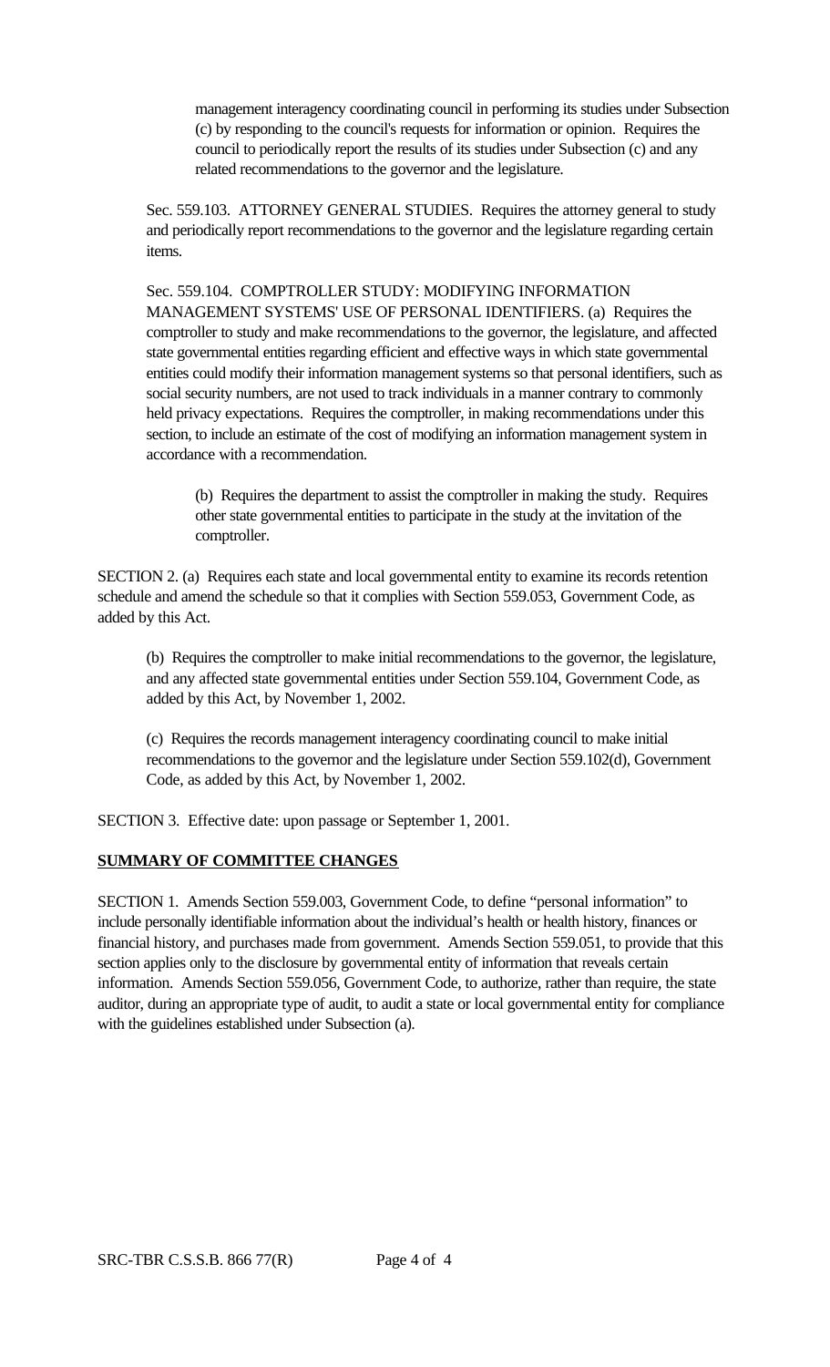management interagency coordinating council in performing its studies under Subsection (c) by responding to the council's requests for information or opinion. Requires the council to periodically report the results of its studies under Subsection (c) and any related recommendations to the governor and the legislature.

Sec. 559.103. ATTORNEY GENERAL STUDIES. Requires the attorney general to study and periodically report recommendations to the governor and the legislature regarding certain items.

Sec. 559.104. COMPTROLLER STUDY: MODIFYING INFORMATION MANAGEMENT SYSTEMS' USE OF PERSONAL IDENTIFIERS. (a) Requires the comptroller to study and make recommendations to the governor, the legislature, and affected state governmental entities regarding efficient and effective ways in which state governmental entities could modify their information management systems so that personal identifiers, such as social security numbers, are not used to track individuals in a manner contrary to commonly held privacy expectations. Requires the comptroller, in making recommendations under this section, to include an estimate of the cost of modifying an information management system in accordance with a recommendation.

(b) Requires the department to assist the comptroller in making the study. Requires other state governmental entities to participate in the study at the invitation of the comptroller.

SECTION 2. (a) Requires each state and local governmental entity to examine its records retention schedule and amend the schedule so that it complies with Section 559.053, Government Code, as added by this Act.

(b) Requires the comptroller to make initial recommendations to the governor, the legislature, and any affected state governmental entities under Section 559.104, Government Code, as added by this Act, by November 1, 2002.

(c) Requires the records management interagency coordinating council to make initial recommendations to the governor and the legislature under Section 559.102(d), Government Code, as added by this Act, by November 1, 2002.

SECTION 3. Effective date: upon passage or September 1, 2001.

**SUMMARY OF COMMITTEE CHANGES**

SECTION 1. Amends Section 559.003, Government Code, to define "personal information" to include personally identifiable information about the individual's health or health history, finances or financial history, and purchases made from government. Amends Section 559.051, to provide that this section applies only to the disclosure by governmental entity of information that reveals certain information. Amends Section 559.056, Government Code, to authorize, rather than require, the state auditor, during an appropriate type of audit, to audit a state or local governmental entity for compliance with the guidelines established under Subsection (a).